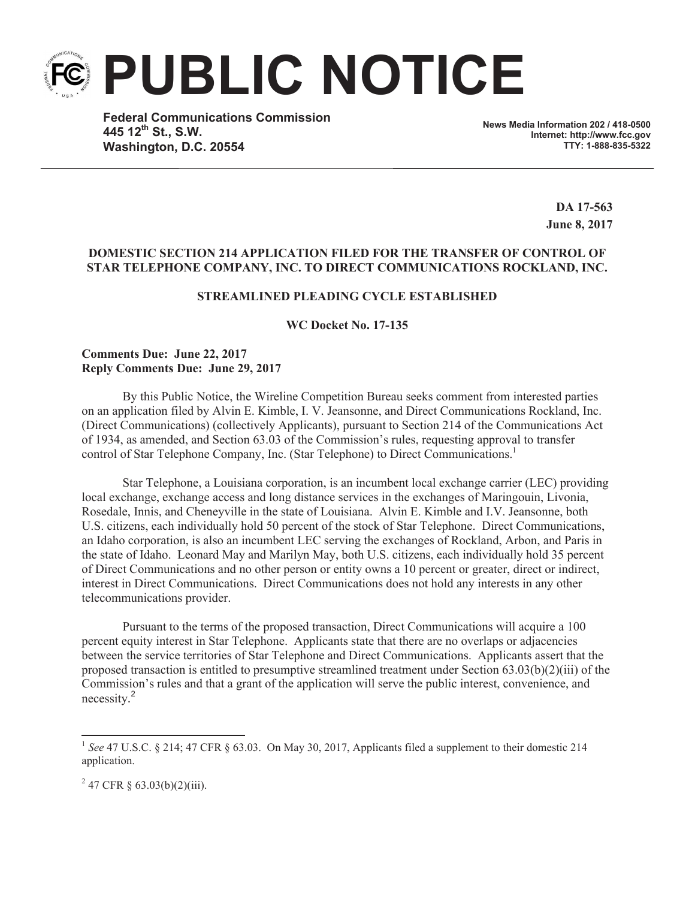# PUBLIC NOTICE

**Federal Communications Commission**
**445 12th St., S.W.**
**Washington, D.C. 20554**

**News Media Information 202 / 418-0500**
**Internet: http://www.fcc.gov**
**TTY: 1-888-835-5322**

**DA 17-563**
**June 8, 2017**

**DOMESTIC SECTION 214 APPLICATION FILED FOR THE TRANSFER OF CONTROL OF STAR TELEPHONE COMPANY, INC. TO DIRECT COMMUNICATIONS ROCKLAND, INC.**

**STREAMLINED PLEADING CYCLE ESTABLISHED**

**WC Docket No. 17-135**

**Comments Due: June 22, 2017**
**Reply Comments Due: June 29, 2017**

By this Public Notice, the Wireline Competition Bureau seeks comment from interested parties on an application filed by Alvin E. Kimble, I. V. Jeansonne, and Direct Communications Rockland, Inc. (Direct Communications) (collectively Applicants), pursuant to Section 214 of the Communications Act of 1934, as amended, and Section 63.03 of the Commission's rules, requesting approval to transfer control of Star Telephone Company, Inc. (Star Telephone) to Direct Communications.[1]

Star Telephone, a Louisiana corporation, is an incumbent local exchange carrier (LEC) providing local exchange, exchange access and long distance services in the exchanges of Maringouin, Livonia, Rosedale, Innis, and Cheneyville in the state of Louisiana. Alvin E. Kimble and I.V. Jeansonne, both U.S. citizens, each individually hold 50 percent of the stock of Star Telephone. Direct Communications, an Idaho corporation, is also an incumbent LEC serving the exchanges of Rockland, Arbon, and Paris in the state of Idaho. Leonard May and Marilyn May, both U.S. citizens, each individually hold 35 percent of Direct Communications and no other person or entity owns a 10 percent or greater, direct or indirect, interest in Direct Communications. Direct Communications does not hold any interests in any other telecommunications provider.

Pursuant to the terms of the proposed transaction, Direct Communications will acquire a 100 percent equity interest in Star Telephone. Applicants state that there are no overlaps or adjacencies between the service territories of Star Telephone and Direct Communications. Applicants assert that the proposed transaction is entitled to presumptive streamlined treatment under Section 63.03(b)(2)(iii) of the Commission's rules and that a grant of the application will serve the public interest, convenience, and necessity.[2]

---

[1] *See* 47 U.S.C. § 214; 47 CFR § 63.03. On May 30, 2017, Applicants filed a supplement to their domestic 214 application.

[2] 47 CFR § 63.03(b)(2)(iii).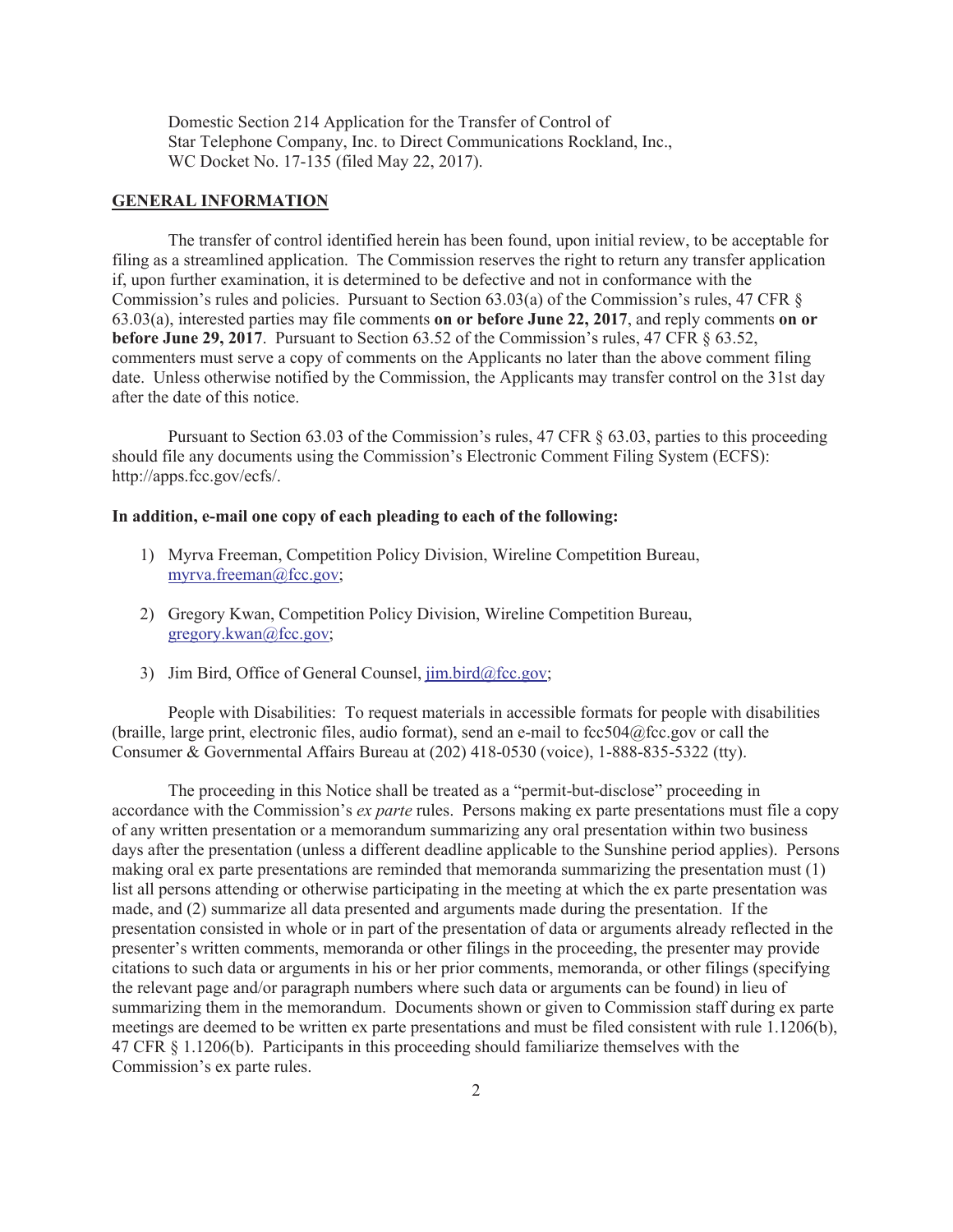Domestic Section 214 Application for the Transfer of Control of Star Telephone Company, Inc. to Direct Communications Rockland, Inc., WC Docket No. 17-135 (filed May 22, 2017).

## GENERAL INFORMATION

The transfer of control identified herein has been found, upon initial review, to be acceptable for filing as a streamlined application. The Commission reserves the right to return any transfer application if, upon further examination, it is determined to be defective and not in conformance with the Commission's rules and policies. Pursuant to Section 63.03(a) of the Commission's rules, 47 CFR § 63.03(a), interested parties may file comments **on or before June 22, 2017**, and reply comments **on or before June 29, 2017**. Pursuant to Section 63.52 of the Commission's rules, 47 CFR § 63.52, commenters must serve a copy of comments on the Applicants no later than the above comment filing date. Unless otherwise notified by the Commission, the Applicants may transfer control on the 31st day after the date of this notice.

Pursuant to Section 63.03 of the Commission's rules, 47 CFR § 63.03, parties to this proceeding should file any documents using the Commission's Electronic Comment Filing System (ECFS): http://apps.fcc.gov/ecfs/.

**In addition, e-mail one copy of each pleading to each of the following:**

1) Myrva Freeman, Competition Policy Division, Wireline Competition Bureau, myrva.freeman@fcc.gov;

2) Gregory Kwan, Competition Policy Division, Wireline Competition Bureau, gregory.kwan@fcc.gov;

3) Jim Bird, Office of General Counsel, jim.bird@fcc.gov;

People with Disabilities: To request materials in accessible formats for people with disabilities (braille, large print, electronic files, audio format), send an e-mail to fcc504@fcc.gov or call the Consumer & Governmental Affairs Bureau at (202) 418-0530 (voice), 1-888-835-5322 (tty).

The proceeding in this Notice shall be treated as a "permit-but-disclose" proceeding in accordance with the Commission's *ex parte* rules. Persons making ex parte presentations must file a copy of any written presentation or a memorandum summarizing any oral presentation within two business days after the presentation (unless a different deadline applicable to the Sunshine period applies). Persons making oral ex parte presentations are reminded that memoranda summarizing the presentation must (1) list all persons attending or otherwise participating in the meeting at which the ex parte presentation was made, and (2) summarize all data presented and arguments made during the presentation. If the presentation consisted in whole or in part of the presentation of data or arguments already reflected in the presenter's written comments, memoranda or other filings in the proceeding, the presenter may provide citations to such data or arguments in his or her prior comments, memoranda, or other filings (specifying the relevant page and/or paragraph numbers where such data or arguments can be found) in lieu of summarizing them in the memorandum. Documents shown or given to Commission staff during ex parte meetings are deemed to be written ex parte presentations and must be filed consistent with rule 1.1206(b), 47 CFR § 1.1206(b). Participants in this proceeding should familiarize themselves with the Commission's ex parte rules.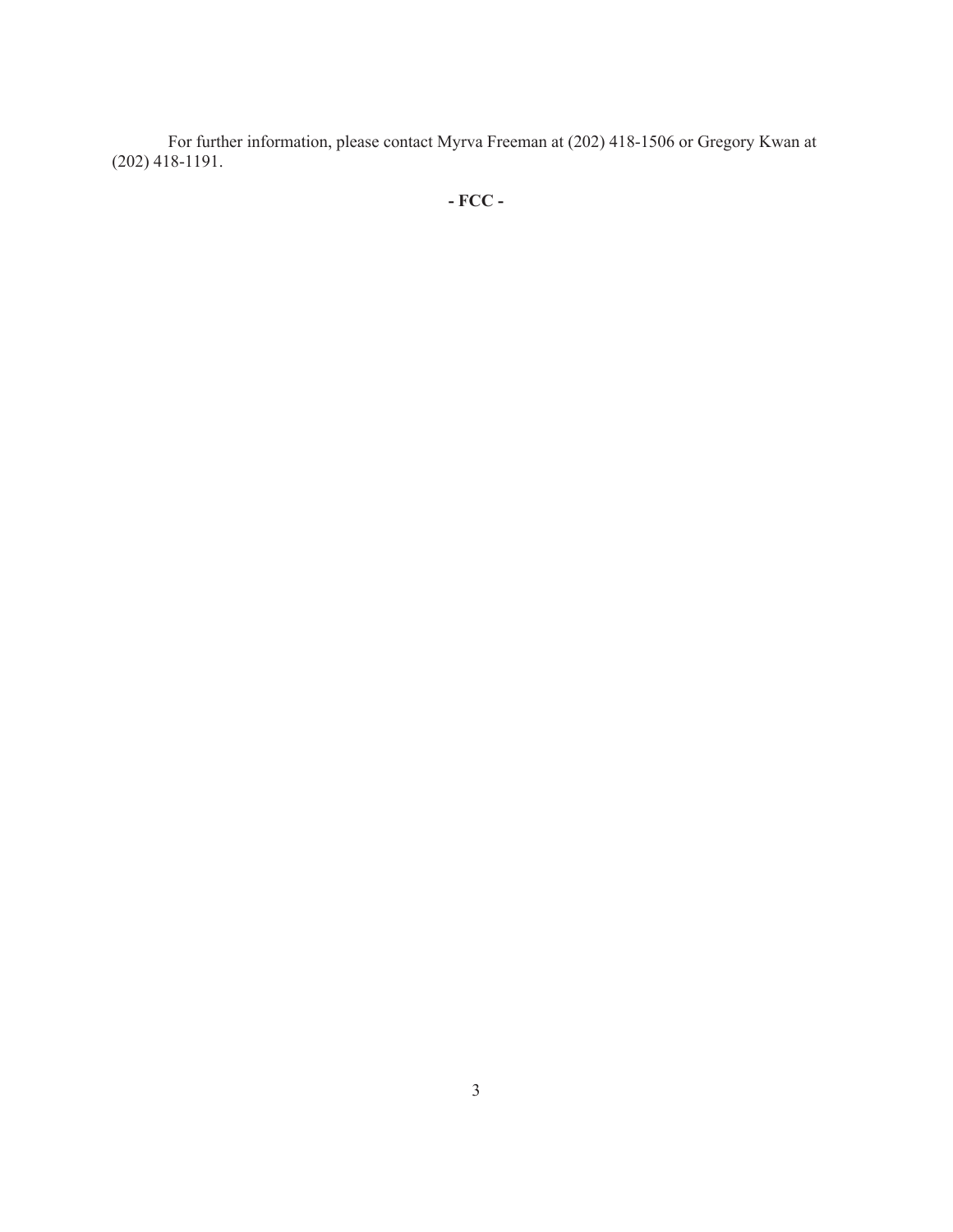For further information, please contact Myrva Freeman at (202) 418-1506 or Gregory Kwan at (202) 418-1191.

**- FCC -**